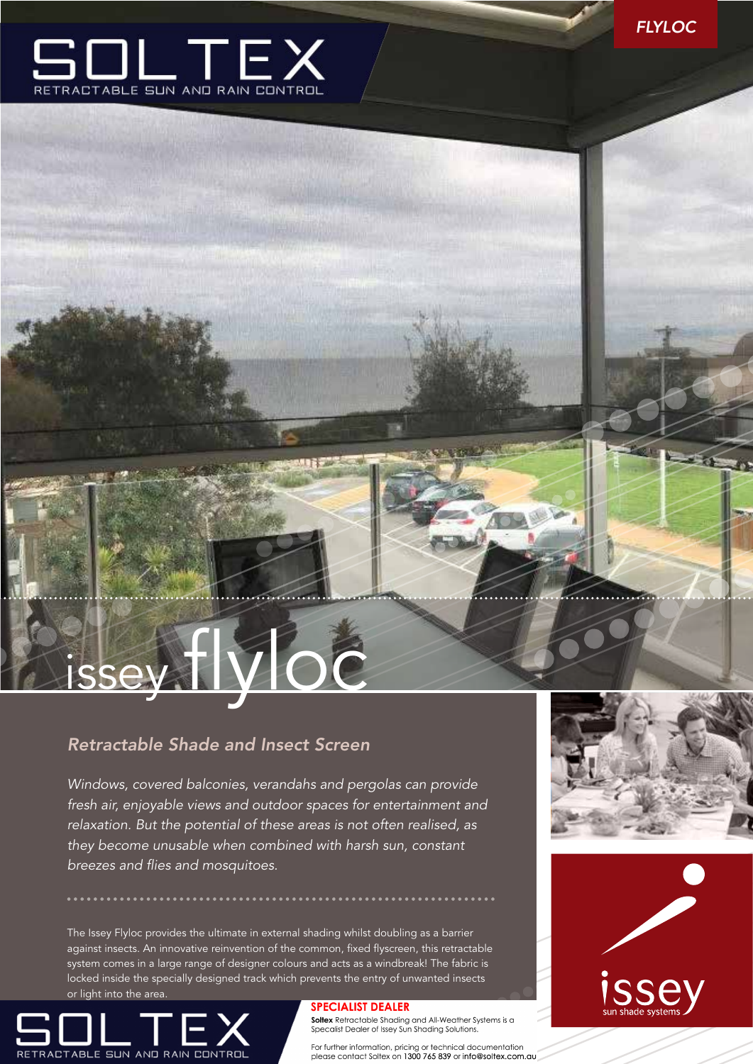# SOLTEX

RETRACTABLE SUN AND RAIN CONTROL

FLYLOC

# issey flyloc

## *Retractable Shade and Insect Screen*

*Windows, covered balconies, verandahs and pergolas can provide fresh air, enjoyable views and outdoor spaces for entertainment and relaxation. But the potential of these areas is not often realised, as they become unusable when combined with harsh sun, constant breezes and flies and mosquitoes.*

The Issey Flyloc provides the ultimate in external shading whilst doubling as a barrier against insects. An innovative reinvention of the common, fixed flyscreen, this retractable system comes in a large range of designer colours and acts as a windbreak! The fabric is locked inside the specially designed track which prevents the entry of unwanted insects or light into the area.

issey sun shade systems

SOLTEX

RETRACTABLE SUN AND RAIN CONTROL

**SPECIALIST DEALER**

**Soltex** Retractable Shading and All-Weather Systems is a Specalist Dealer of Issey Sun Shading Solutions.

For further information, pricing or technical documentation please contact Soltex on 1300 765 839 or info@soltex.com.au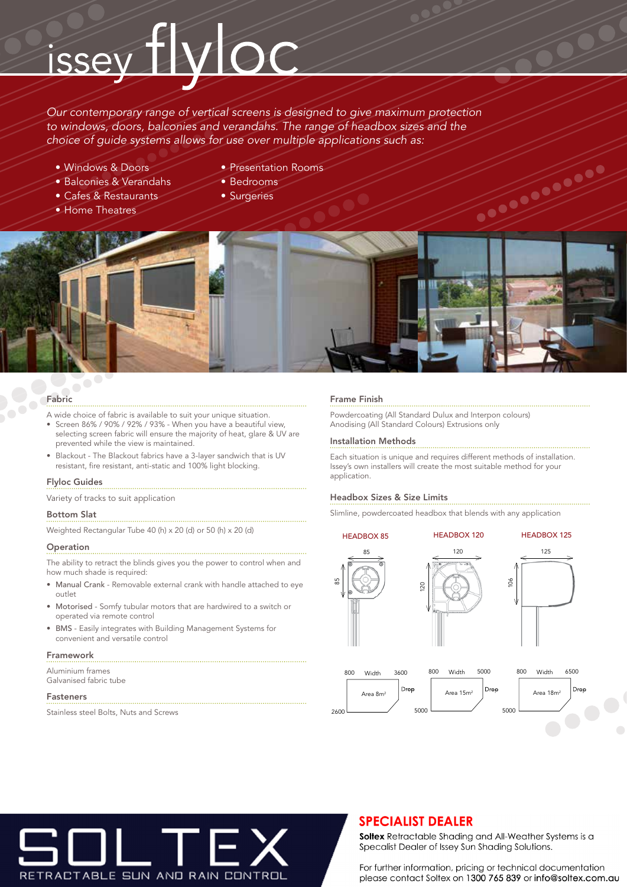# issey flyloc

*Our contemporary range of vertical screens is designed to give maximum protection to windows, doors, balconies and verandahs. The range of headbox sizes and the choice of guide systems allows for use over multiple applications such as:*

- Windows & Doors
- Balconies & Verandahs
- Cafes & Restaurants
- Home Theatres
- Presentation Rooms
- Bedrooms
- Surgeries

## Fabric

A wide choice of fabric is available to suit your unique situation.

- Screen 86% / 90% / 92% / 93% - When you have a beautiful view, selecting screen fabric will ensure the majority of heat, glare & UV are prevented while the view is maintained.
- Blackout - The Blackout fabrics have a 3-layer sandwich that is UV resistant, fire resistant, anti-static and 100% light blocking.

## Flyloc Guides

Variety of tracks to suit application

## Bottom Slat

Weighted Rectangular Tube 40 (h) x 20 (d) or 50 (h) x 20 (d)

## Operation

The ability to retract the blinds gives you the power to control when and how much shade is required:

- Manual Crank - Removable external crank with handle attached to eye outlet
- Motorised - Somfy tubular motors that are hardwired to a switch or operated via remote control
- BMS - Easily integrates with Building Management Systems for convenient and versatile control

## Framework

Aluminium frames
Galvanised fabric tube

## Fasteners

Stainless steel Bolts, Nuts and Screws

## Frame Finish

Powdercoating (All Standard Dulux and Interpon colours)
Anodising (All Standard Colours) Extrusions only

## Installation Methods

Each situation is unique and requires different methods of installation. Issey's own installers will create the most suitable method for your application.

## Headbox Sizes & Size Limits

Slimline, powdercoated headbox that blends with any application

HEADBOX 85
85
85

HEADBOX 120
120
120

HEADBOX 125
125
106

800 Width 3600
Area 8m²
Drop
2600

800 Width 5000
Area 15m²
Drop
5000

800 Width 6500
Area 18m²
Drop
5000

SOLTEX
RETRACTABLE SUN AND RAIN CONTROL

## SPECIALIST DEALER

**Soltex** Retractable Shading and All-Weather Systems is a Specialist Dealer of Issey Sun Shading Solutions.

For further information, pricing or technical documentation please contact Soltex on 1300 765 839 or info@soltex.com.au